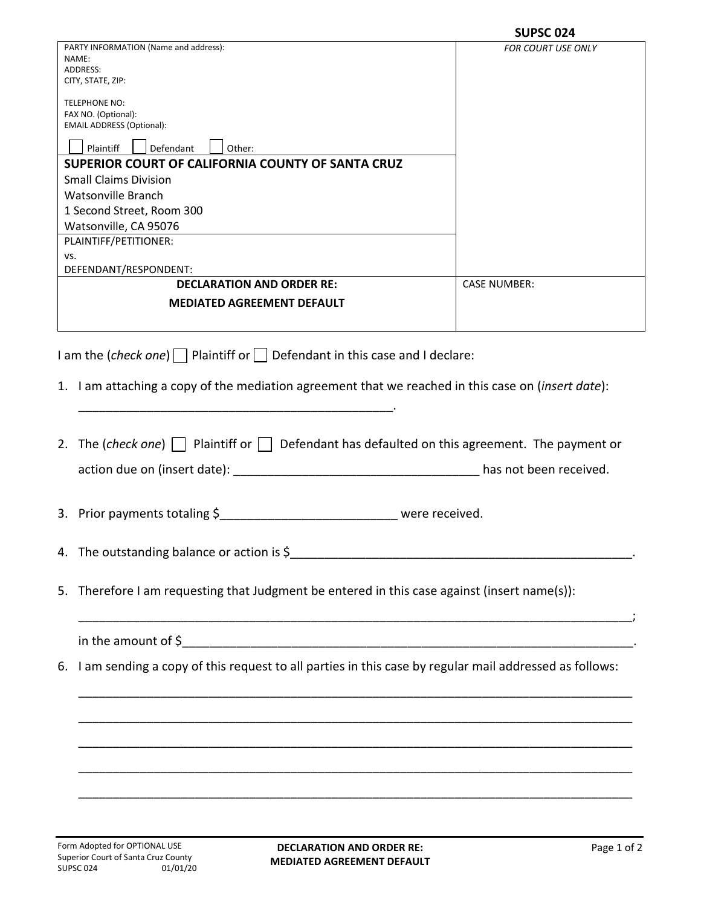**SUPSC 024**

| PARTY INFORMATION (Name and address): NAME: ADDRESS: CITY, STATE, ZIP: TELEPHONE NO: FAX NO. (Optional): EMAIL ADDRESS (Optional): ☐ Plaintiff ☐ Defendant ☐ Other: | *FOR COURT USE ONLY* |
|---|---|
| **SUPERIOR COURT OF CALIFORNIA COUNTY OF SANTA CRUZ** Small Claims Division Watsonville Branch 1 Second Street, Room 300 Watsonville, CA 95076 | |
| PLAINTIFF/PETITIONER: vs. DEFENDANT/RESPONDENT: | |
| **DECLARATION AND ORDER RE: MEDIATED AGREEMENT DEFAULT** | CASE NUMBER: |

I am the (*check one*) ☐ Plaintiff or ☐ Defendant in this case and I declare:

1. I am attaching a copy of the mediation agreement that we reached in this case on (*insert date*): _______________________________________________.

2. The (*check one*) ☐ Plaintiff or ☐ Defendant has defaulted on this agreement. The payment or action due on (insert date): ___________________________________ has not been received.

3. Prior payments totaling $_________________________ were received.

4. The outstanding balance or action is $_________________________________________________.

5. Therefore I am requesting that Judgment be entered in this case against (insert name(s)): ________________________________________________________________________________;

   in the amount of $________________________________________________________________.

6. I am sending a copy of this request to all parties in this case by regular mail addressed as follows:

   ________________________________________________________________________________

   ________________________________________________________________________________

   ________________________________________________________________________________

   ________________________________________________________________________________

   ________________________________________________________________________________

Form Adopted for OPTIONAL USE
Superior Court of Santa Cruz County
SUPSC 024 01/01/20

**DECLARATION AND ORDER RE: MEDIATED AGREEMENT DEFAULT**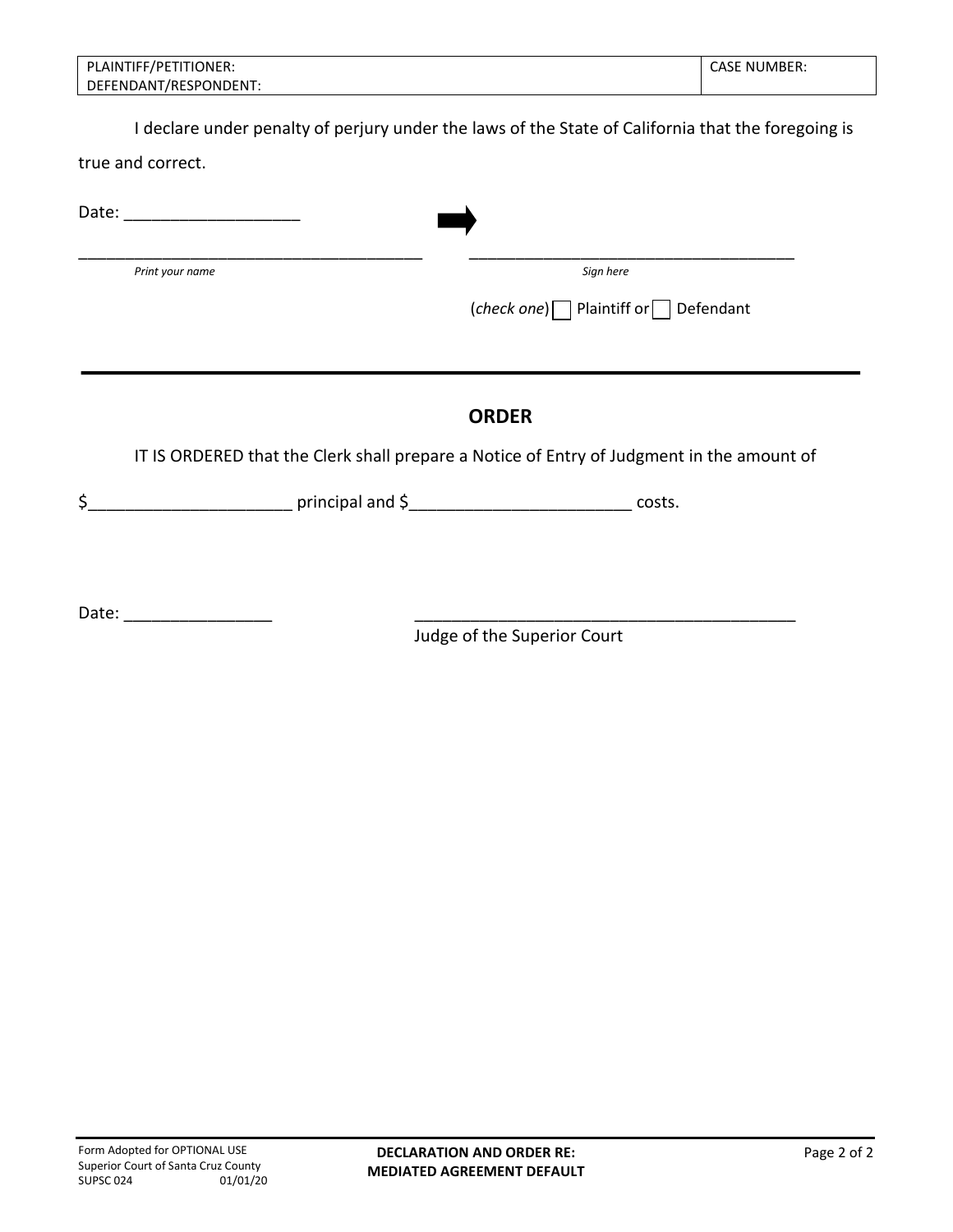| PLAINTIFF/PETITIONER: DEFENDANT/RESPONDENT: | CASE NUMBER: |
|---|---|

I declare under penalty of perjury under the laws of the State of California that the foregoing is true and correct.

Date: ___________________

_________________________________________ ➡ _______________________________________

*Print your name* *Sign here*

(*check one*) ☐ Plaintiff or ☐ Defendant

---

## ORDER

IT IS ORDERED that the Clerk shall prepare a Notice of Entry of Judgment in the amount of

$______________________ principal and $________________________ costs.

Date: ________________ __________________________________________

Judge of the Superior Court

Form Adopted for OPTIONAL USE
Superior Court of Santa Cruz County
SUPSC 024 01/01/20

**DECLARATION AND ORDER RE: MEDIATED AGREEMENT DEFAULT**